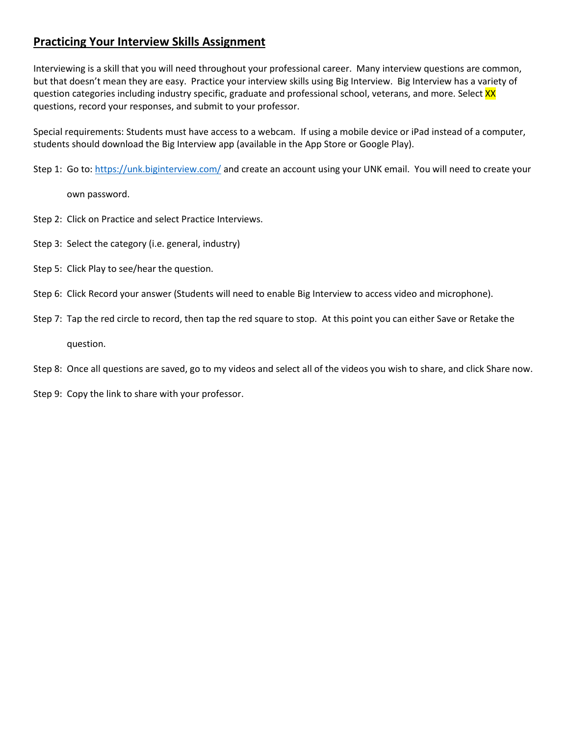## **Practicing Your Interview Skills Assignment**

Interviewing is a skill that you will need throughout your professional career. Many interview questions are common, but that doesn't mean they are easy. Practice your interview skills using Big Interview. Big Interview has a variety of question categories including industry specific, graduate and professional school, veterans, and more. Select XX questions, record your responses, and submit to your professor.

Special requirements: Students must have access to a webcam. If using a mobile device or iPad instead of a computer, students should download the Big Interview app (available in the App Store or Google Play).

Step 1: Go to: [https://unk.biginterview.com/](https://unk.biginterview.com/) and create an account using your UNK email. You will need to create your own password.

Step 2: Click on Practice and select Practice Interviews.

Step 3: Select the category (i.e. general, industry)

Step 5: Click Play to see/hear the question.

Step 6: Click Record your answer (Students will need to enable Big Interview to access video and microphone).

Step 7: Tap the red circle to record, then tap the red square to stop. At this point you can either Save or Retake the question.

Step 8: Once all questions are saved, go to my videos and select all of the videos you wish to share, and click Share now.

Step 9: Copy the link to share with your professor.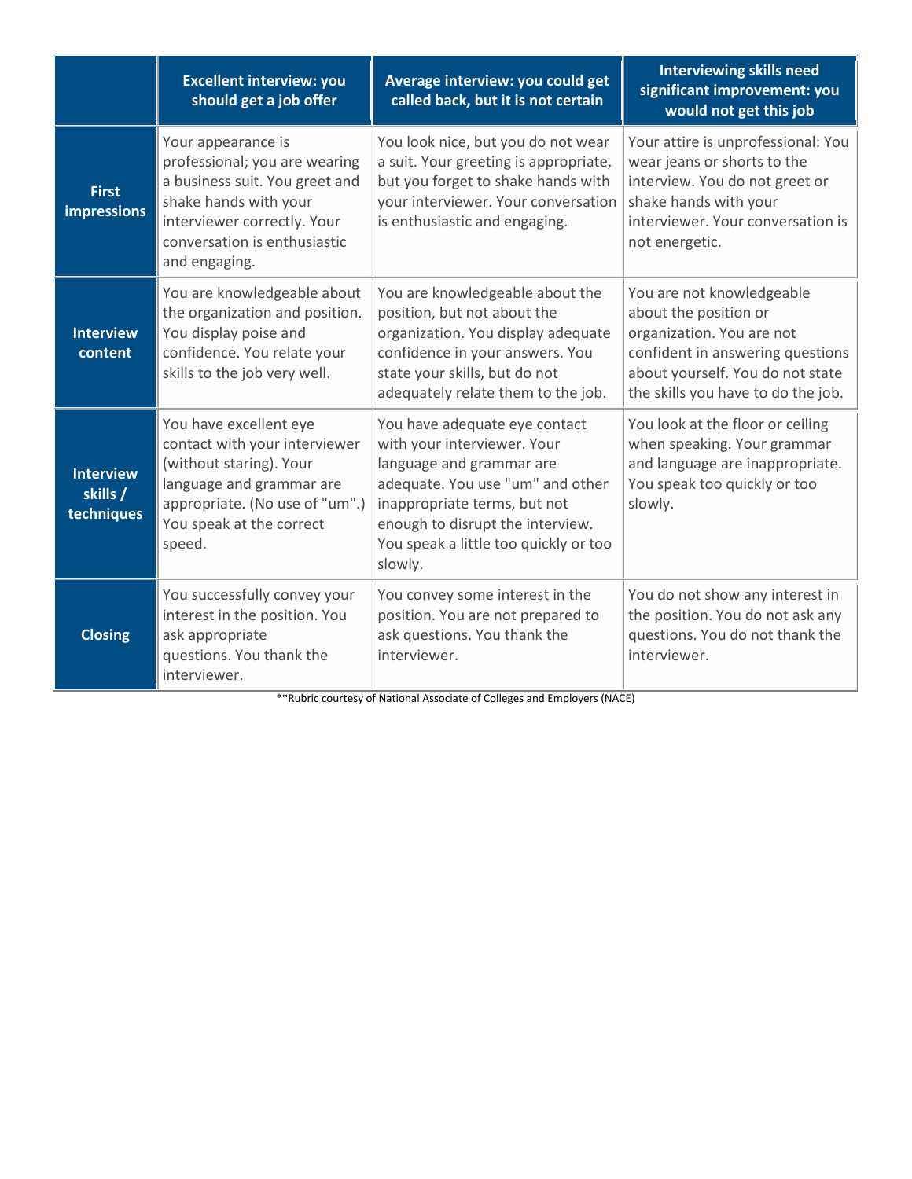| | Excellent interview: you should get a job offer | Average interview: you could get called back, but it is not certain | Interviewing skills need significant improvement: you would not get this job |
|---|---|---|---|
| **First impressions** | Your appearance is professional; you are wearing a business suit. You greet and shake hands with your interviewer correctly. Your conversation is enthusiastic and engaging. | You look nice, but you do not wear a suit. Your greeting is appropriate, but you forget to shake hands with your interviewer. Your conversation is enthusiastic and engaging. | Your attire is unprofessional: You wear jeans or shorts to the interview. You do not greet or shake hands with your interviewer. Your conversation is not energetic. |
| **Interview content** | You are knowledgeable about the organization and position. You display poise and confidence. You relate your skills to the job very well. | You are knowledgeable about the position, but not about the organization. You display adequate confidence in your answers. You state your skills, but do not adequately relate them to the job. | You are not knowledgeable about the position or organization. You are not confident in answering questions about yourself. You do not state the skills you have to do the job. |
| **Interview skills / techniques** | You have excellent eye contact with your interviewer (without staring). Your language and grammar are appropriate. (No use of "um".) You speak at the correct speed. | You have adequate eye contact with your interviewer. Your language and grammar are adequate. You use "um" and other inappropriate terms, but not enough to disrupt the interview. You speak a little too quickly or too slowly. | You look at the floor or ceiling when speaking. Your grammar and language are inappropriate. You speak too quickly or too slowly. |
| **Closing** | You successfully convey your interest in the position. You ask appropriate questions. You thank the interviewer. | You convey some interest in the position. You are not prepared to ask questions. You thank the interviewer. | You do not show any interest in the position. You do not ask any questions. You do not thank the interviewer. |

**Rubric courtesy of National Association of Colleges and Employers (NACE)